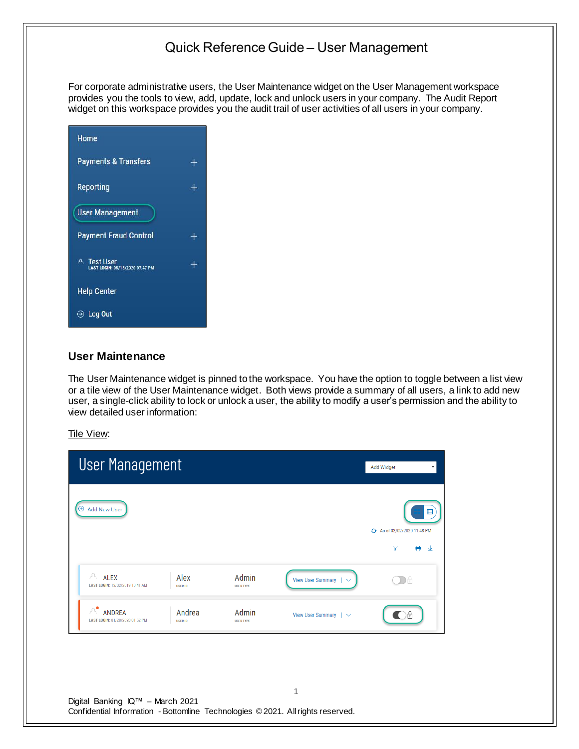# Quick Reference Guide – User Management

For corporate administrative users, the User Maintenance widget on the User Management workspace provides you the tools to view, add, update, lock and unlock users in your company. The Audit Report widget on this workspace provides you the audit trail of user activities of all users in your company.

## User Maintenance

The User Maintenance widget is pinned to the workspace. You have the option to toggle between a list view or a tile view of the User Maintenance widget. Both views provide a summary of all users, a link to add new user, a single-click ability to lock or unlock a user, the ability to modify a user's permission and the ability to view detailed user information:

Tile View: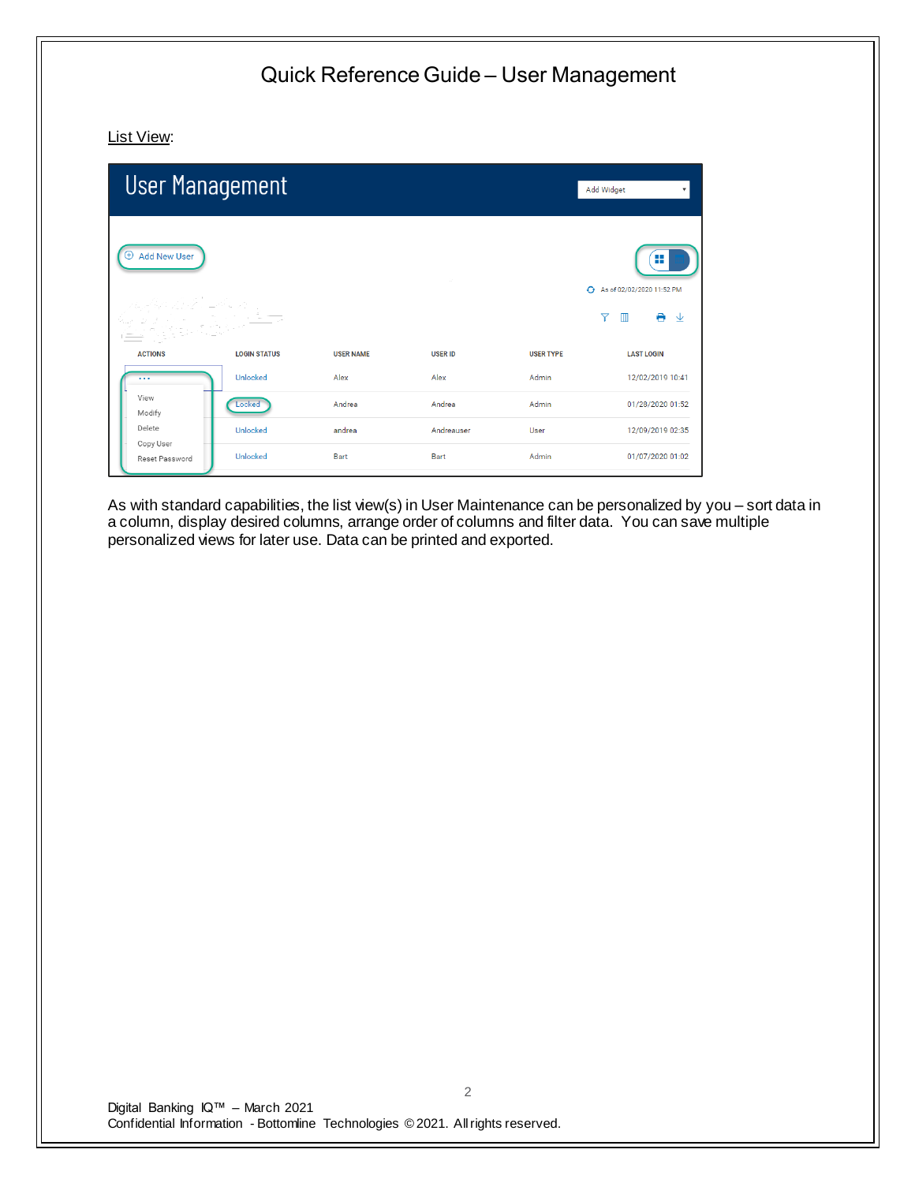# Quick Reference Guide – User Management

List View:

User Management

Add Widget

Add New User

As of 02/02/2020 11:52 PM

| ACTIONS | LOGIN STATUS | USER NAME | USER ID | USER TYPE | LAST LOGIN |
|---|---|---|---|---|---|
| ... | Unlocked | Alex | Alex | Admin | 12/02/2019 10:41 |
| View<br>Modify | Locked | Andrea | Andrea | Admin | 01/28/2020 01:52 |
| Delete | Unlocked | andrea | Andreauser | User | 12/09/2019 02:35 |
| Copy User<br>Reset Password | Unlocked | Bart | Bart | Admin | 01/07/2020 01:02 |

As with standard capabilities, the list view(s) in User Maintenance can be personalized by you – sort data in a column, display desired columns, arrange order of columns and filter data. You can save multiple personalized views for later use. Data can be printed and exported.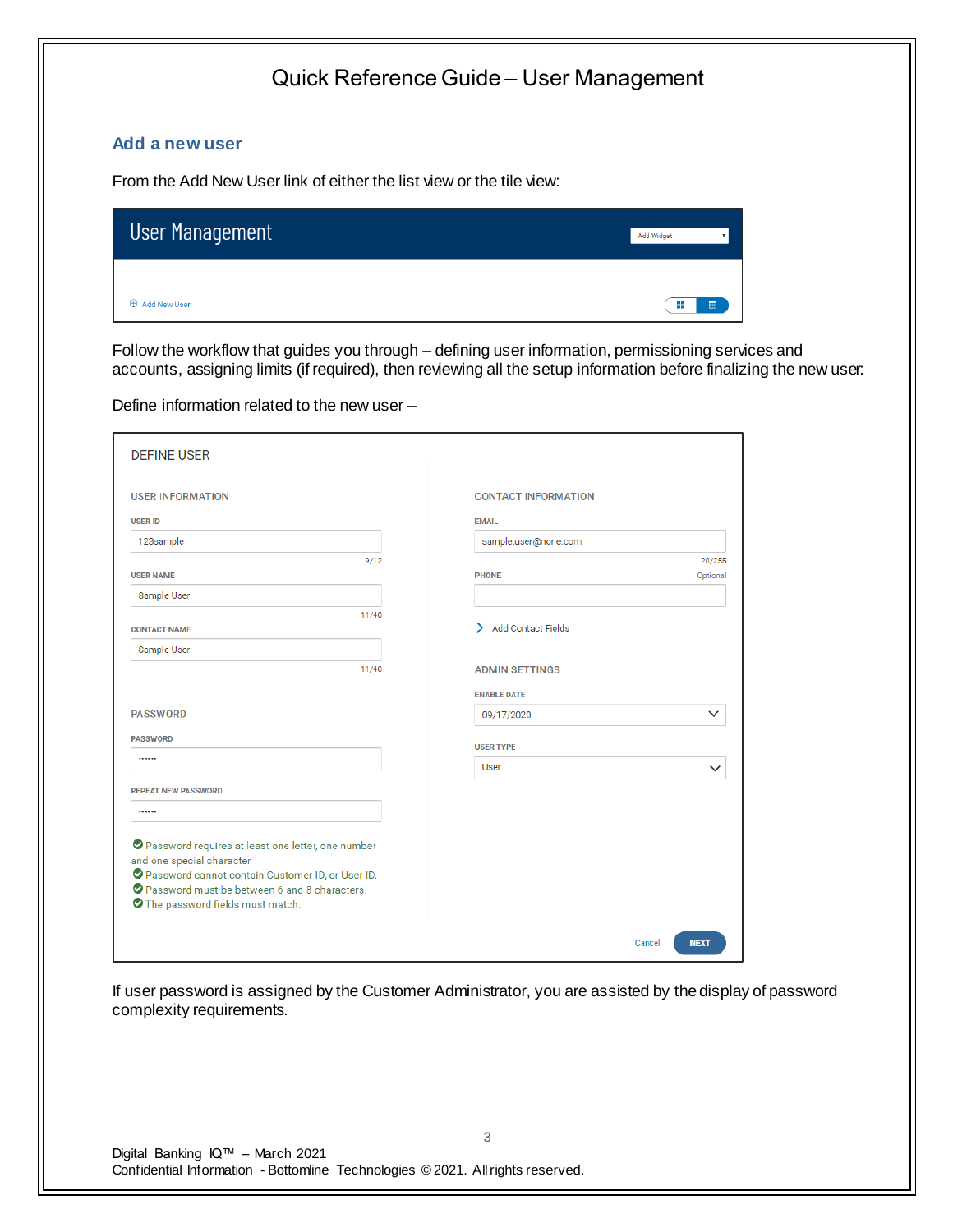# Quick Reference Guide – User Management

## Add a new user

From the Add New User link of either the list view or the tile view:

User Management

Add Widget

Add New User

Follow the workflow that guides you through – defining user information, permissioning services and accounts, assigning limits (if required), then reviewing all the setup information before finalizing the new user.

Define information related to the new user –

DEFINE USER

USER INFORMATION

USER ID
123sample
9/12

USER NAME
Sample User
11/40

CONTACT NAME
Sample User
11/40

PASSWORD

PASSWORD
••••••

REPEAT NEW PASSWORD
••••••

- Password requires at least one letter, one number and one special character
- Password cannot contain Customer ID, or User ID.
- Password must be between 6 and 8 characters.
- The password fields must match.

CONTACT INFORMATION

EMAIL
sample.user@none.com
20/255

PHONE
Optional

Add Contact Fields

ADMIN SETTINGS

ENABLE DATE
09/17/2020

USER TYPE
User

Cancel NEXT

If user password is assigned by the Customer Administrator, you are assisted by the display of password complexity requirements.

Digital Banking IQ™ – March 2021
Confidential Information - Bottomline Technologies © 2021. All rights reserved.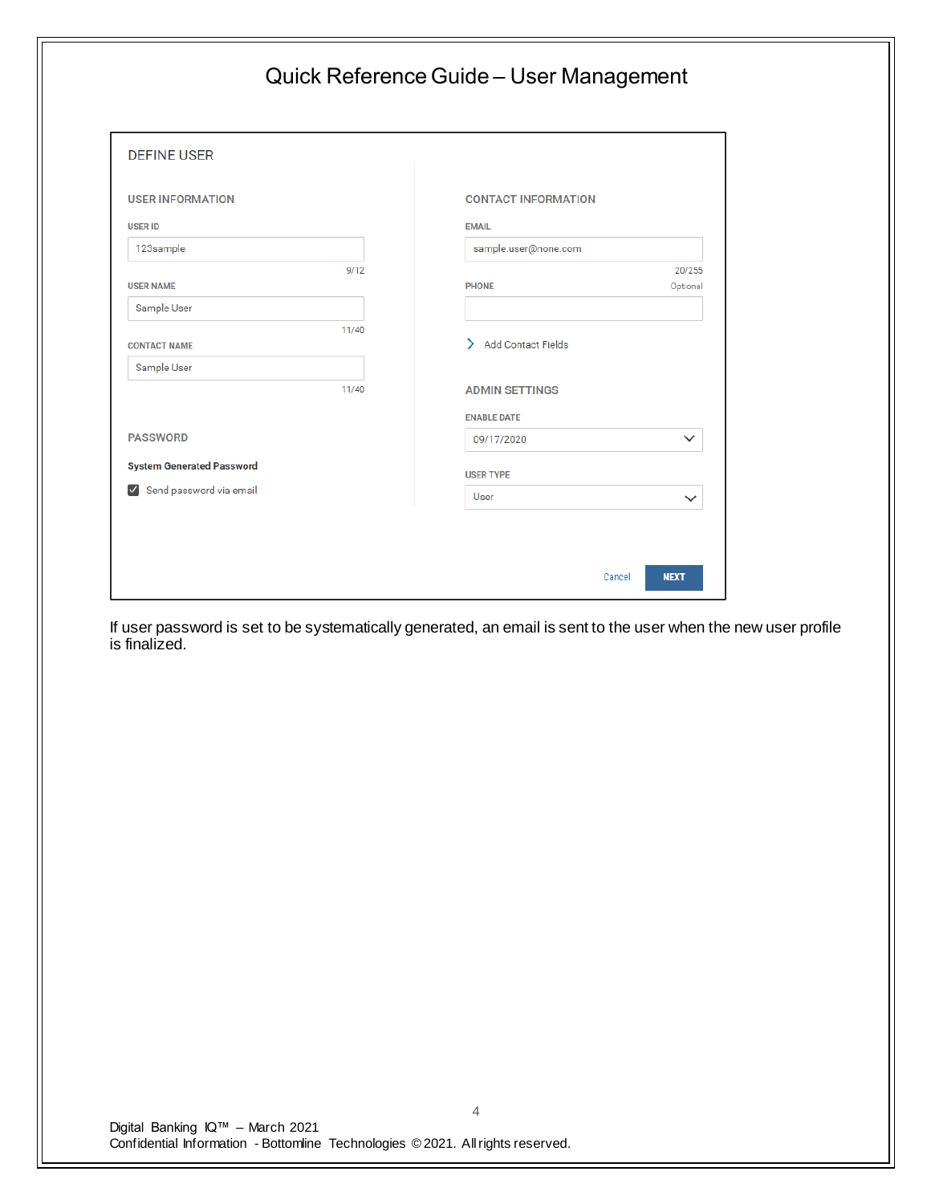DEFINE USER

**USER INFORMATION**

USER ID

123sample

9/12

USER NAME

Sample User

11/40

CONTACT NAME

Sample User

11/40

**PASSWORD**

**System Generated Password**

☑ Send password via email

**CONTACT INFORMATION**

EMAIL

sample.user@none.com

20/255

PHONE — Optional

> Add Contact Fields

**ADMIN SETTINGS**

ENABLE DATE

09/17/2020

USER TYPE

User

Cancel | NEXT

If user password is set to be systematically generated, an email is sent to the user when the new user profile is finalized.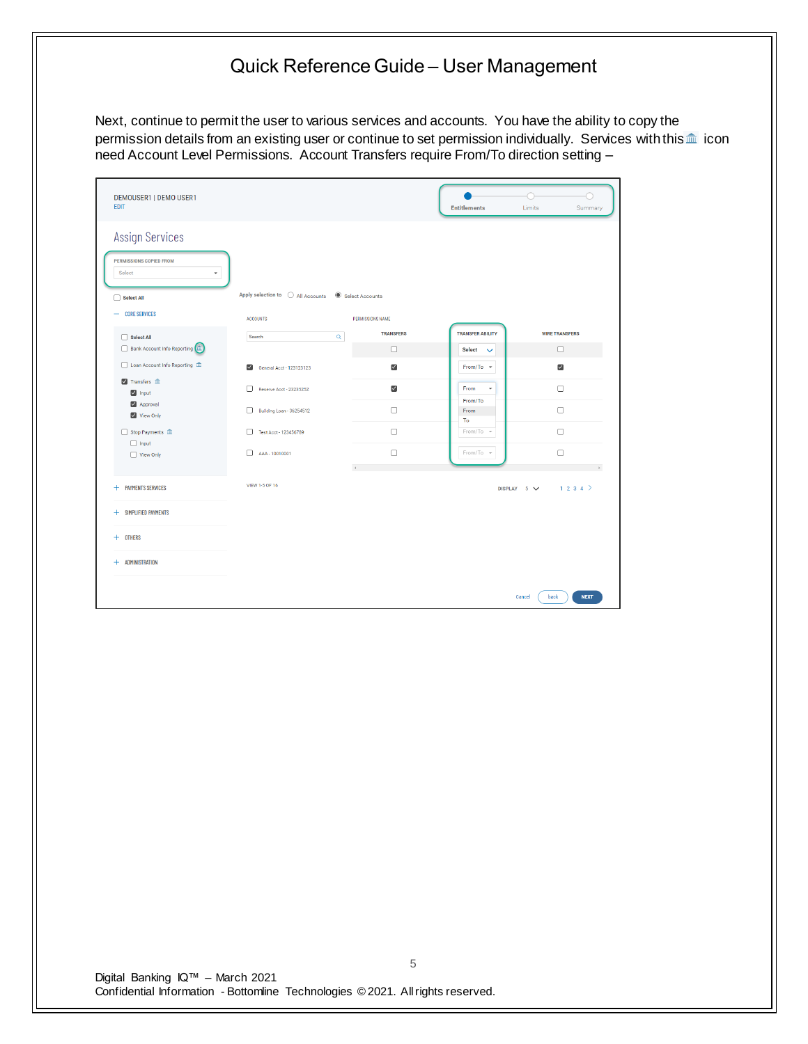# Quick Reference Guide – User Management

Next, continue to permit the user to various services and accounts. You have the ability to copy the permission details from an existing user or continue to set permission individually. Services with this 🏛 icon need Account Level Permissions. Account Transfers require From/To direction setting –

DEMOUSER1 | DEMO USER1
EDIT

Entitlements Limits Summary

Assign Services

PERMISSIONS COPIED FROM
Select

Select All

— CORE SERVICES

- Select All
- Bank Account Info Reporting
- Loan Account Info Reporting
- Transfers
  - Input
  - Approval
  - View Only
- Stop Payments
  - Input
  - View Only

+ PAYMENTS SERVICES

+ SIMPLIFIED PAYMENTS

+ OTHERS

+ ADMINISTRATION

Apply selection to: All Accounts / Select Accounts

| ACCOUNTS | TRANSFERS | TRANSFER ABILITY | WIRE TRANSFERS |
|---|---|---|---|
| Search | ☐ | Select | ☐ |
| ☑ General Acct - 123123123 | ☑ | From/To | ☑ |
| ☐ Reserve Acct - 23233232 | ☑ | From (From/To, From, To) | ☐ |
| ☐ Building Loan - 36254512 | ☐ | | ☐ |
| ☐ Test Acct - 123456789 | ☐ | From/To | ☐ |
| ☐ AAA - 10010001 | ☐ | From/To | ☐ |

VIEW 1-5 OF 16

DISPLAY 5

1 2 3 4 >

Cancel back NEXT

Digital Banking IQ™ – March 2021
Confidential Information - Bottomline Technologies © 2021. All rights reserved.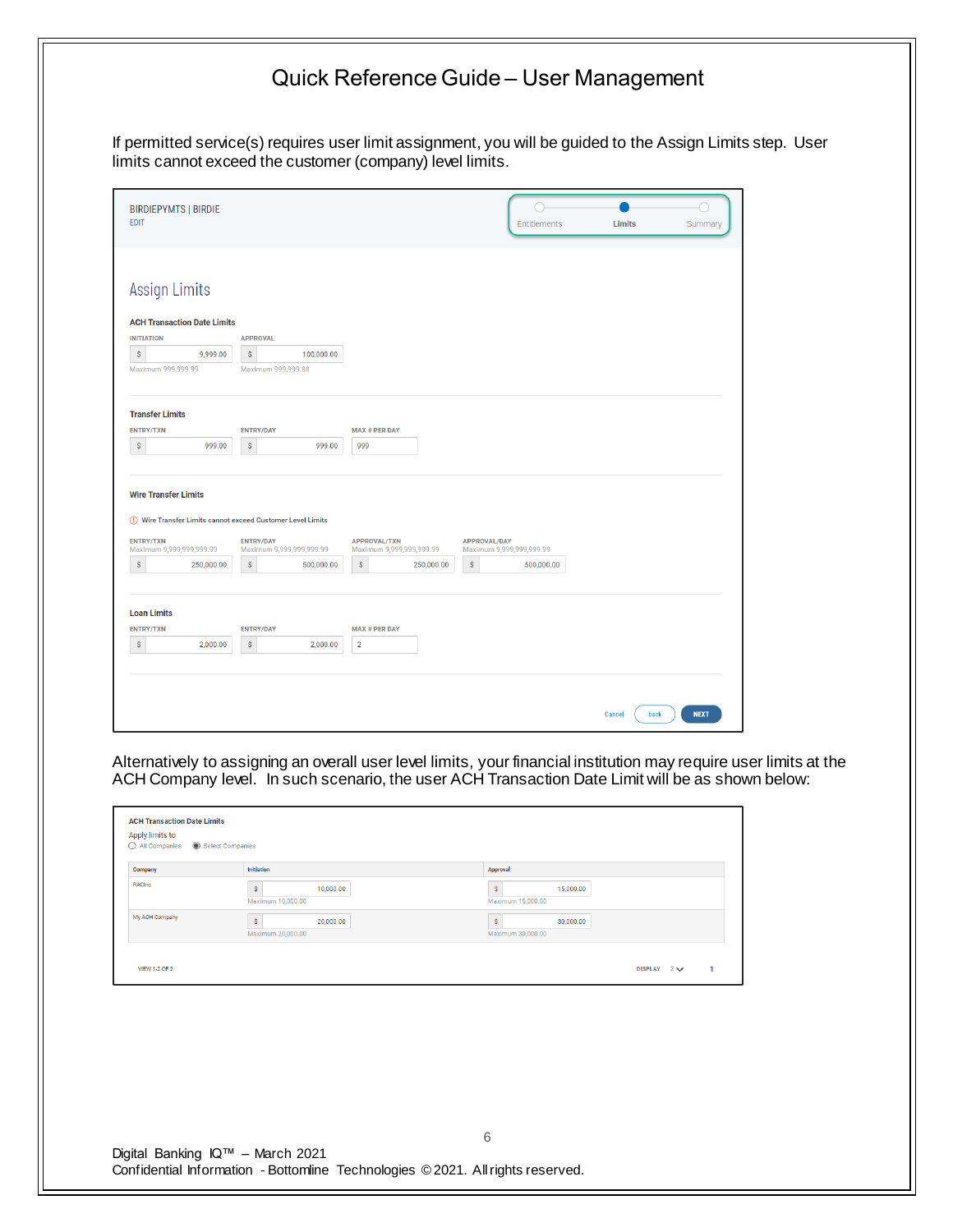# Quick Reference Guide – User Management

If permitted service(s) requires user limit assignment, you will be guided to the Assign Limits step. User limits cannot exceed the customer (company) level limits.

BIRDIEPYMTS | BIRDIE
EDIT

Entitlements — Limits — Summary

## Assign Limits

**ACH Transaction Date Limits**

| INITIATION | APPROVAL |
|---|---|
| $ 9,999.00 | $ 100,000.00 |
| Maximum 999,999.99 | Maximum 999,999.88 |

**Transfer Limits**

| ENTRY/TXN | ENTRY/DAY | MAX # PER DAY |
|---|---|---|
| $ 999.00 | $ 999.00 | 999 |

**Wire Transfer Limits**

Wire Transfer Limits cannot exceed Customer Level Limits

| ENTRY/TXN | ENTRY/DAY | APPROVAL/TXN | APPROVAL/DAY |
|---|---|---|---|
| Maximum 9,999,999,999.99 | Maximum 9,999,999,999.99 | Maximum 9,999,999,999.99 | Maximum 9,999,999,999.99 |
| $ 250,000.00 | $ 500,000.00 | $ 250,000.00 | $ 500,000.00 |

**Loan Limits**

| ENTRY/TXN | ENTRY/DAY | MAX # PER DAY |
|---|---|---|
| $ 2,000.00 | $ 2,000.00 | 2 |

Cancel | back | NEXT

Alternatively to assigning an overall user level limits, your financial institution may require user limits at the ACH Company level. In such scenario, the user ACH Transaction Date Limit will be as shown below:

**ACH Transaction Date Limits**

Apply limits to
○ All Companies ● Select Companies

| Company | Initiation | Approval |
|---|---|---|
| RACInc | $ 10,000.00 (Maximum 10,000.00) | $ 15,000.00 (Maximum 15,000.00) |
| My ACH Company | $ 20,000.00 (Maximum 20,000.00) | $ 30,000.00 (Maximum 30,000.00) |

VIEW 1-2 OF 2 DISPLAY 2 1

Digital Banking IQ™ – March 2021
Confidential Information - Bottomline Technologies © 2021. All rights reserved.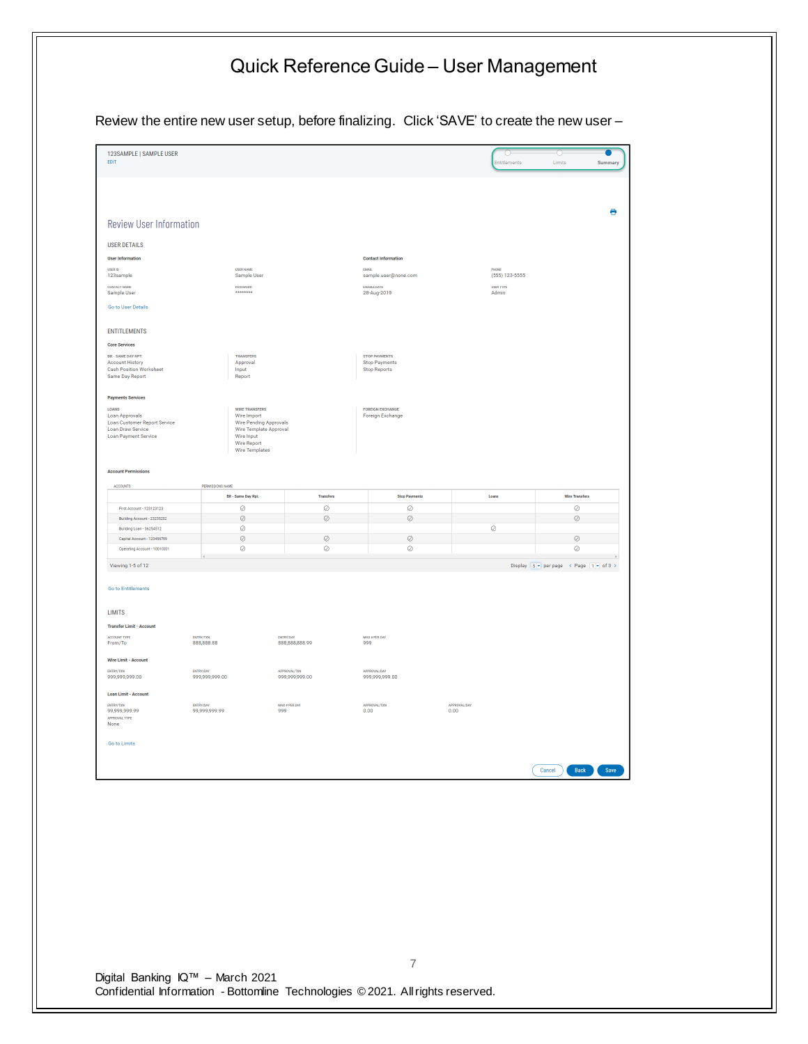# Quick Reference Guide – User Management

Review the entire new user setup, before finalizing. Click 'SAVE' to create the new user –

123SAMPLE | SAMPLE USER
EDIT

Entitlements Limits **Summary**

## Review User Information

### USER DETAILS

**User Information**

USER ID
123sample

USER NAME
Sample User

CONTACT NAME
Sample User

PASSWORD
********

**Contact Information**

EMAIL
sample.user@none.com

PHONE
(555) 123-5555

ENABLE DATE
28-Aug-2019

USER TYPE
Admin

Go to User Details

### ENTITLEMENTS

**Core Services**

BR - SAME DAY RPT.
- Account History
- Cash Position Worksheet
- Same Day Report

TRANSFERS
- Approval
- Input
- Report

STOP PAYMENTS
- Stop Payments
- Stop Reports

**Payments Services**

LOANS
- Loan Approvals
- Loan Customer Report Service
- Loan Draw Service
- Loan Payment Service

WIRE TRANSFERS
- Wire Import
- Wire Pending Approvals
- Wire Template Approval
- Wire Input
- Wire Report
- Wire Templates

FOREIGN EXCHANGE
- Foreign Exchange

**Account Permissions**

| ACCOUNTS | BR - Same Day Rpt. | Transfers | Stop Payments | Loans | Wire Transfers |
|---|---|---|---|---|---|
| First Account - 123123123 | ⊘ | ⊘ | ⊘ | | ⊘ |
| Building Account - 23235252 | ⊘ | ⊘ | ⊘ | | ⊘ |
| Building Loan - 36254512 | ⊘ | | | ⊘ | |
| Capital Account - 123456789 | ⊘ | ⊘ | ⊘ | | ⊘ |
| Operating Account - 10010001 | ⊘ | ⊘ | ⊘ | | ⊘ |

Viewing 1-5 of 12 Display 5 per page Page 1 of 3

Go to Entitlements

### LIMITS

**Transfer Limit - Account**

| ACCOUNT TYPE | ENTRY/TXN | ENTRY/DAY | MAX # PER DAY |
|---|---|---|---|
| From/To | 888,888.88 | 888,888,888.99 | 999 |

**Wire Limit - Account**

| ENTRY/TXN | ENTRY/DAY | APPROVAL/TXN | APPROVAL/DAY |
|---|---|---|---|
| 999,999,999.00 | 999,999,999.00 | 999,999,999.00 | 999,999,999.00 |

**Loan Limit - Account**

| ENTRY/TXN | ENTRY/DAY | MAX # PER DAY | APPROVAL/TXN | APPROVAL/DAY |
|---|---|---|---|---|
| 99,999,999.99 | 99,999,999.99 | 999 | 0.00 | 0.00 |

APPROVAL TYPE
None

Go to Limits

Cancel Back Save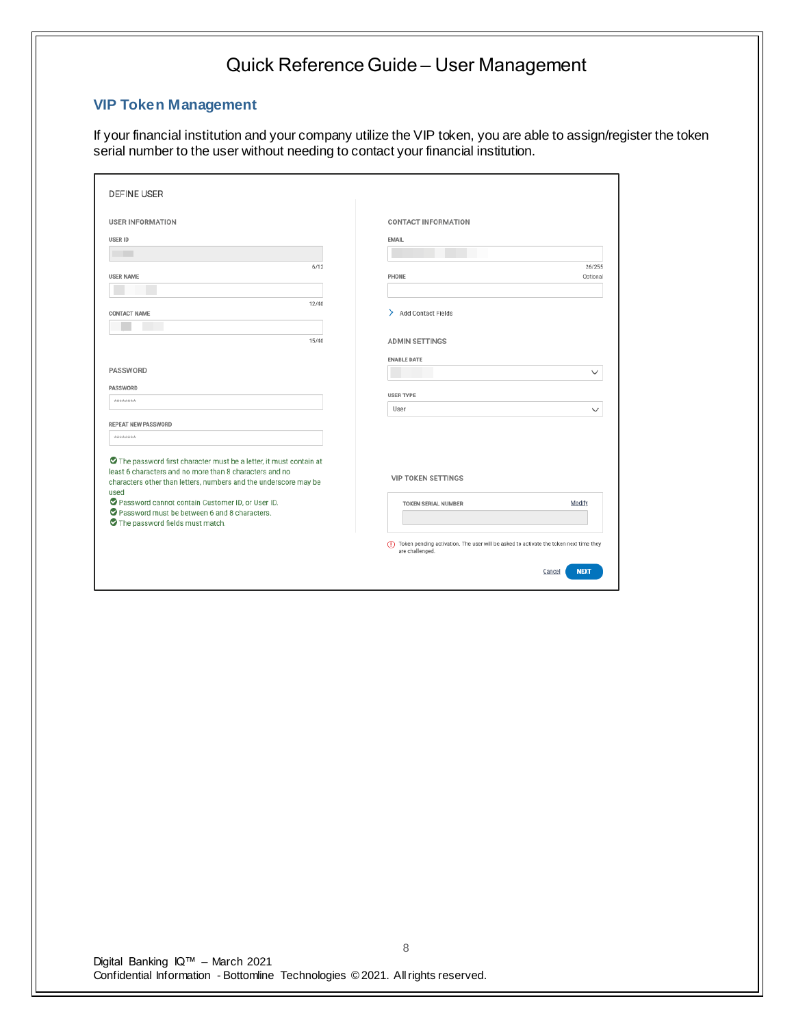## VIP Token Management

If your financial institution and your company utilize the VIP token, you are able to assign/register the token serial number to the user without needing to contact your financial institution.

DEFINE USER

USER INFORMATION

USER ID

6/12

USER NAME

12/40

CONTACT NAME

15/40

PASSWORD

PASSWORD

********

REPEAT NEW PASSWORD

********

- The password first character must be a letter, it must contain at least 6 characters and no more than 8 characters and no characters other than letters, numbers and the underscore may be used
- Password cannot contain Customer ID, or User ID.
- Password must be between 6 and 8 characters.
- The password fields must match.

CONTACT INFORMATION

EMAIL

26/255

PHONE

Optional

Add Contact Fields

ADMIN SETTINGS

ENABLE DATE

USER TYPE

User

VIP TOKEN SETTINGS

TOKEN SERIAL NUMBER

Modify

Token pending activation. The user will be asked to activate the token next time they are challenged.

Cancel

NEXT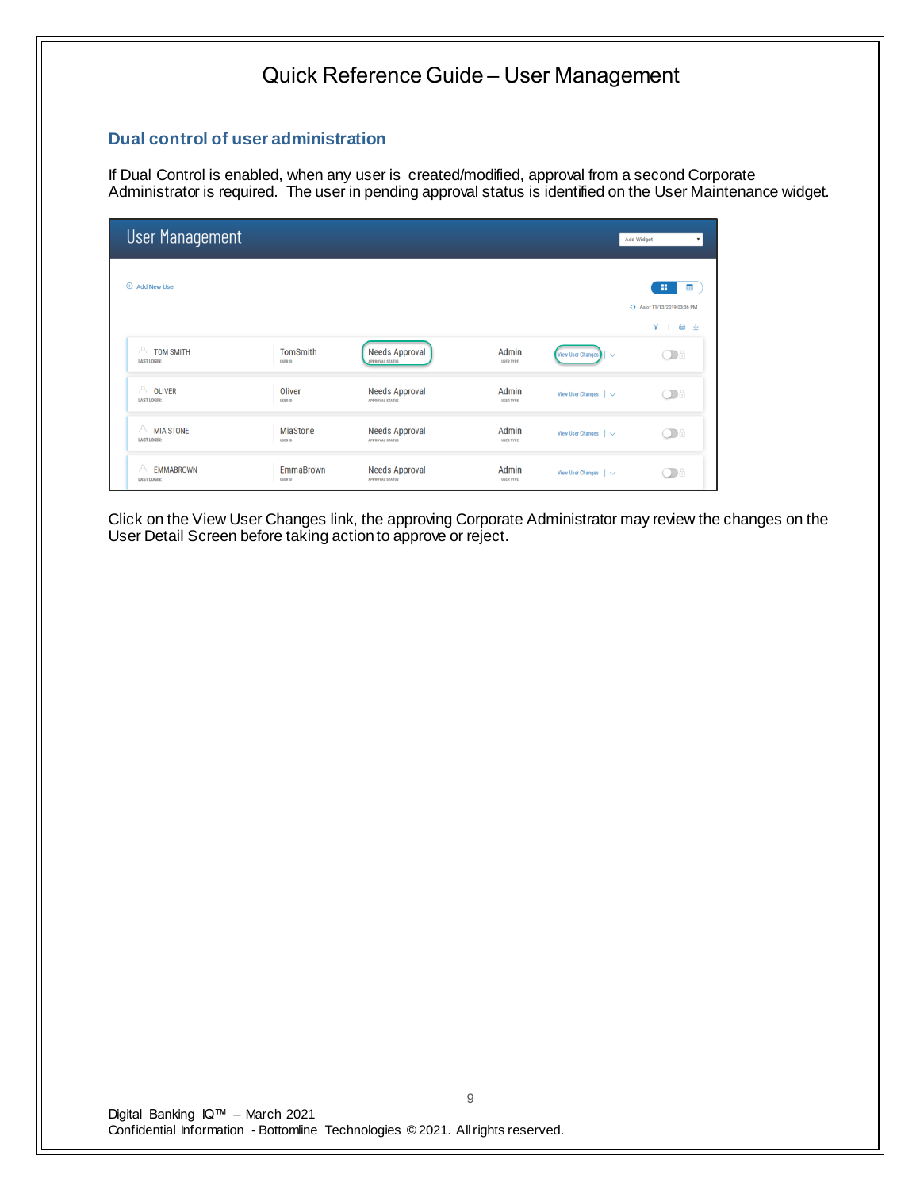## Dual control of user administration

If Dual Control is enabled, when any user is created/modified, approval from a second Corporate Administrator is required. The user in pending approval status is identified on the User Maintenance widget.

Click on the View User Changes link, the approving Corporate Administrator may review the changes on the User Detail Screen before taking action to approve or reject.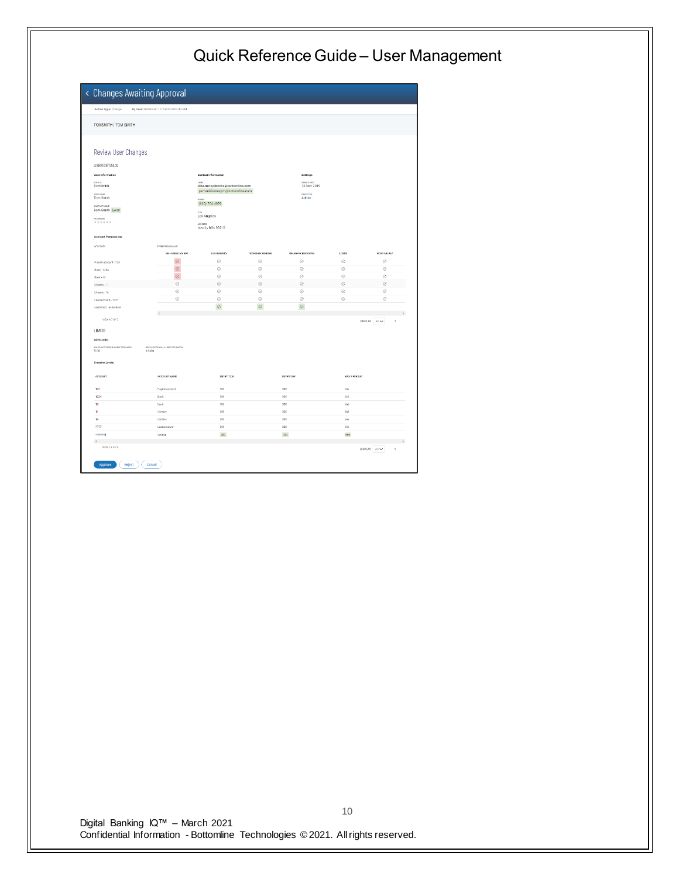# Quick Reference Guide – User Management

## Changes Awaiting Approval

Action Type: Change  By User: 11/11/2019 9:03:43 PM

TOMSMITH | TOM SMITH

### Review User Changes

**USER DETAILS**

**User Information**

USER ID
TomSmith

USER NAME
Tom Smith

CONTACT NAME
~~Tom Smith~~ Evan

PASSWORD
\*\*\*\*\*\*

**Contact Information**

EMAIL
~~ellen.malyshenko@bottomline.com~~
yevhenii.kosenych@bottomline.com

PHONE
(860) 704 4079

CITY
Los Angeles

ADDRESS
beverly hills 90210

**Settings**

ENABLE DATE
13 Nov 2019

USER TYPE
Admin

**Account Permissions**

| ACCOUNTS | ACH - SAME DAY RPT. | STATEMENTS | TRANSFER SENDING | TRANSFER RECEIVING | LOANS | POSITIVE PAY |
|---|---|---|---|---|---|---|
| Payroll account - 123 | ⊘ | ⊘ | ⊘ | ⊘ | ⊘ | ⊘ |
| Bank - 1234 | ⊘ | ⊘ | ⊘ | ⊘ | ⊘ | ⊘ |
| Bank - 10 | ⊘ | ⊘ | ⊘ | ⊘ | ⊘ | ⊘ |
| Ukraine - 11 | ⊘ | ⊘ | ⊘ | ⊘ | ⊘ | ⊘ |
| Ukraine - 16 | ⊘ | ⊘ | ⊘ | ⊘ | ⊘ | ⊘ |
| Loanaccount - 7777 | ⊘ | ⊘ | ⊘ | ⊘ | ⊘ | ⊘ |
| undefined - undefined | | ⊘ | ⊘ | ⊘ | | |

VIEW 1-7 OF 7  DISPLAY All  1

**LIMITS**

**ACH Limits**

| BATCH ACTIVATION LIMIT PER BATCH | BATCH APPROVAL LIMIT PER BATCH |
|---|---|
| 5.00 | 13.00 |

**Transfer Limits**

| ACCOUNT | ACCOUNT NAME | ENTRY/TXN | ENTRY/DAY | MAX # PER DAY |
|---|---|---|---|---|
| 123 | Payroll account | 300 | 300 | 666 |
| 1234 | Bank | 300 | 300 | 666 |
| 10 | Bank | 300 | 300 | 666 |
| 11 | Ukraine | 300 | 300 | 666 |
| 16 | Ukraine | 300 | 300 | 666 |
| 7777 | Loanaccount | 300 | 300 | 666 |
| 1111111 | Saving | 300 | 300 | 666 |

VIEW 1-7 OF 7  DISPLAY All  1

Approve  Reject  Cancel

Digital Banking IQ™ – March 2021
Confidential Information - Bottomline Technologies © 2021. All rights reserved.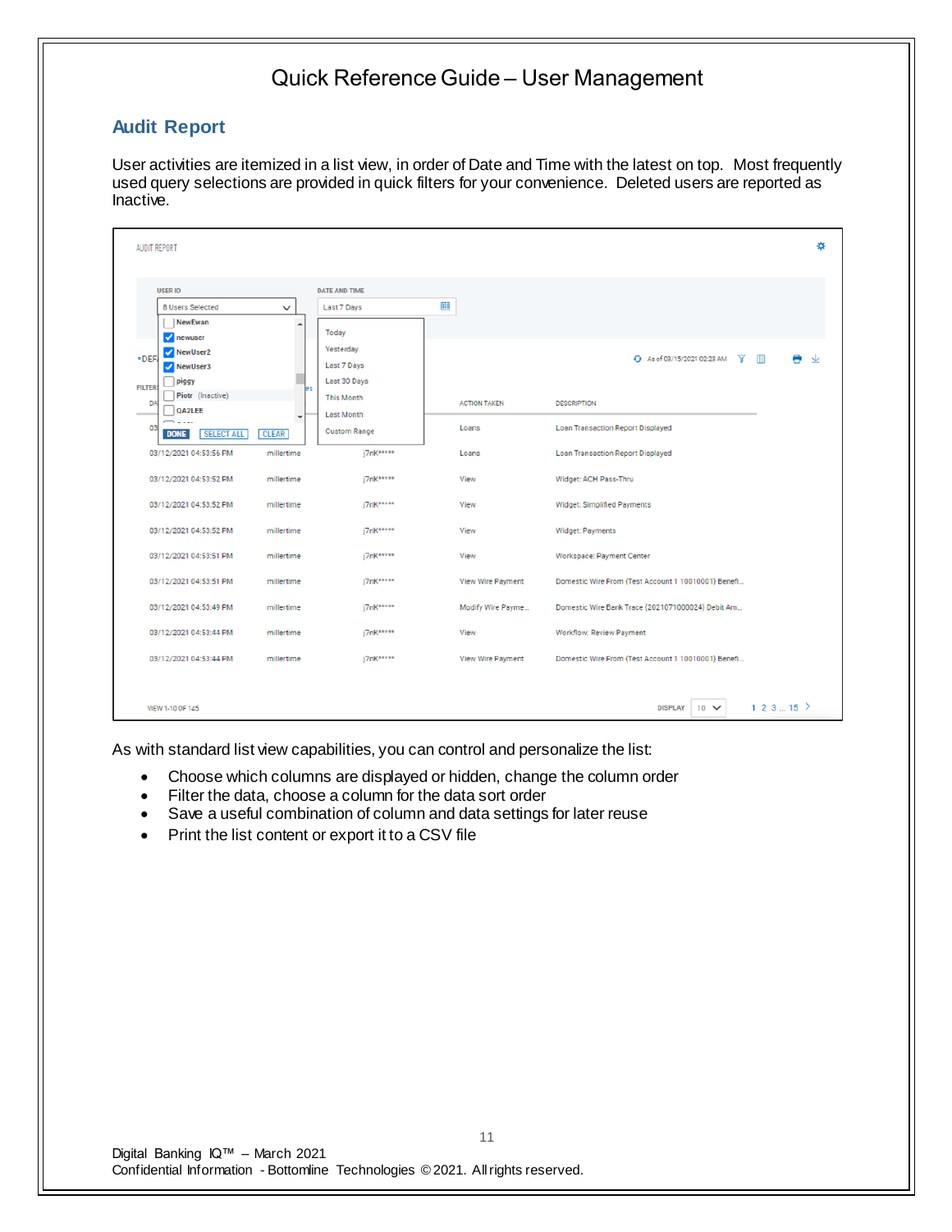# Quick Reference Guide – User Management

## Audit Report

User activities are itemized in a list view, in order of Date and Time with the latest on top. Most frequently used query selections are provided in quick filters for your convenience. Deleted users are reported as Inactive.

As with standard list view capabilities, you can control and personalize the list:

- Choose which columns are displayed or hidden, change the column order
- Filter the data, choose a column for the data sort order
- Save a useful combination of column and data settings for later reuse
- Print the list content or export it to a CSV file